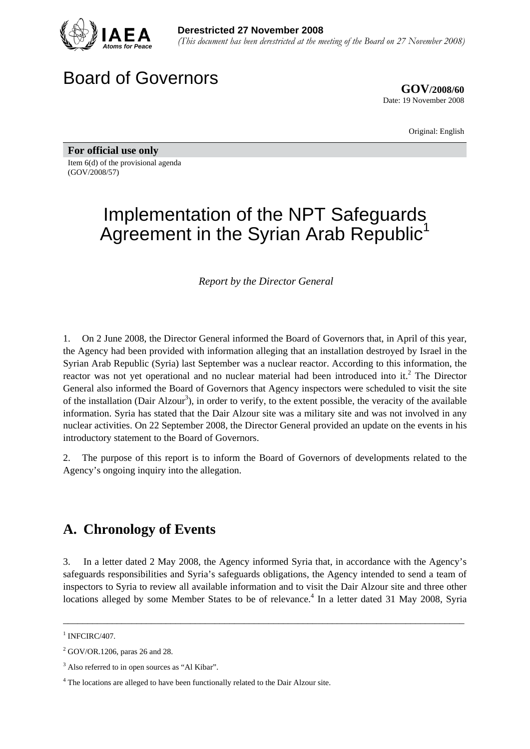**Derestricted 27 November 2008**
*(This document has been derestricted at the meeting of the Board on 27 November 2008)*

# Board of Governors

**GOV/2008/60**
Date: 19 November 2008

Original: English

**For official use only**
Item 6(d) of the provisional agenda
(GOV/2008/57)

# Implementation of the NPT Safeguards Agreement in the Syrian Arab Republic[1]

*Report by the Director General*

1. On 2 June 2008, the Director General informed the Board of Governors that, in April of this year, the Agency had been provided with information alleging that an installation destroyed by Israel in the Syrian Arab Republic (Syria) last September was a nuclear reactor. According to this information, the reactor was not yet operational and no nuclear material had been introduced into it.[2] The Director General also informed the Board of Governors that Agency inspectors were scheduled to visit the site of the installation (Dair Alzour[3]), in order to verify, to the extent possible, the veracity of the available information. Syria has stated that the Dair Alzour site was a military site and was not involved in any nuclear activities. On 22 September 2008, the Director General provided an update on the events in his introductory statement to the Board of Governors.

2. The purpose of this report is to inform the Board of Governors of developments related to the Agency's ongoing inquiry into the allegation.

## A. Chronology of Events

3. In a letter dated 2 May 2008, the Agency informed Syria that, in accordance with the Agency's safeguards responsibilities and Syria's safeguards obligations, the Agency intended to send a team of inspectors to Syria to review all available information and to visit the Dair Alzour site and three other locations alleged by some Member States to be of relevance.[4] In a letter dated 31 May 2008, Syria

---

[1] INFCIRC/407.

[2] GOV/OR.1206, paras 26 and 28.

[3] Also referred to in open sources as "Al Kibar".

[4] The locations are alleged to have been functionally related to the Dair Alzour site.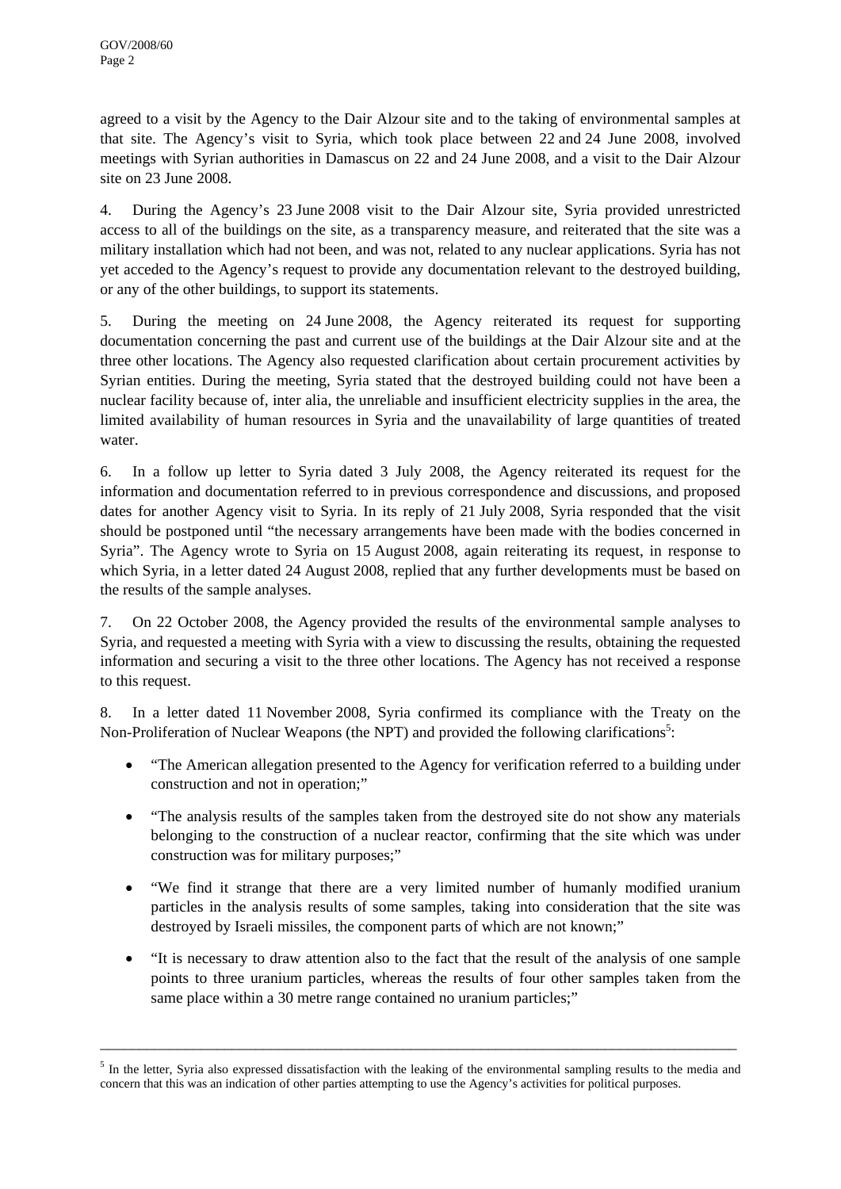agreed to a visit by the Agency to the Dair Alzour site and to the taking of environmental samples at that site. The Agency's visit to Syria, which took place between 22 and 24 June 2008, involved meetings with Syrian authorities in Damascus on 22 and 24 June 2008, and a visit to the Dair Alzour site on 23 June 2008.

4. During the Agency's 23 June 2008 visit to the Dair Alzour site, Syria provided unrestricted access to all of the buildings on the site, as a transparency measure, and reiterated that the site was a military installation which had not been, and was not, related to any nuclear applications. Syria has not yet acceded to the Agency's request to provide any documentation relevant to the destroyed building, or any of the other buildings, to support its statements.

5. During the meeting on 24 June 2008, the Agency reiterated its request for supporting documentation concerning the past and current use of the buildings at the Dair Alzour site and at the three other locations. The Agency also requested clarification about certain procurement activities by Syrian entities. During the meeting, Syria stated that the destroyed building could not have been a nuclear facility because of, inter alia, the unreliable and insufficient electricity supplies in the area, the limited availability of human resources in Syria and the unavailability of large quantities of treated water.

6. In a follow up letter to Syria dated 3 July 2008, the Agency reiterated its request for the information and documentation referred to in previous correspondence and discussions, and proposed dates for another Agency visit to Syria. In its reply of 21 July 2008, Syria responded that the visit should be postponed until "the necessary arrangements have been made with the bodies concerned in Syria". The Agency wrote to Syria on 15 August 2008, again reiterating its request, in response to which Syria, in a letter dated 24 August 2008, replied that any further developments must be based on the results of the sample analyses.

7. On 22 October 2008, the Agency provided the results of the environmental sample analyses to Syria, and requested a meeting with Syria with a view to discussing the results, obtaining the requested information and securing a visit to the three other locations. The Agency has not received a response to this request.

8. In a letter dated 11 November 2008, Syria confirmed its compliance with the Treaty on the Non-Proliferation of Nuclear Weapons (the NPT) and provided the following clarifications[5]:

- "The American allegation presented to the Agency for verification referred to a building under construction and not in operation;"
- "The analysis results of the samples taken from the destroyed site do not show any materials belonging to the construction of a nuclear reactor, confirming that the site which was under construction was for military purposes;"
- "We find it strange that there are a very limited number of humanly modified uranium particles in the analysis results of some samples, taking into consideration that the site was destroyed by Israeli missiles, the component parts of which are not known;"
- "It is necessary to draw attention also to the fact that the result of the analysis of one sample points to three uranium particles, whereas the results of four other samples taken from the same place within a 30 metre range contained no uranium particles;"

---

[5] In the letter, Syria also expressed dissatisfaction with the leaking of the environmental sampling results to the media and concern that this was an indication of other parties attempting to use the Agency's activities for political purposes.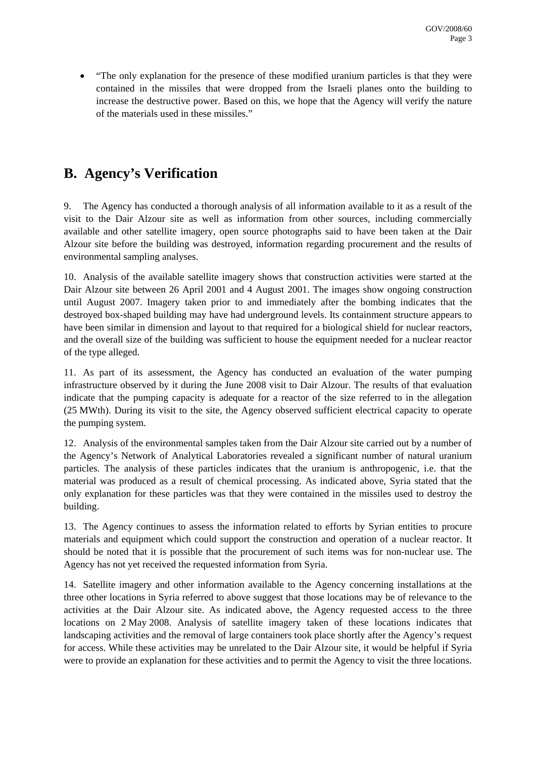- "The only explanation for the presence of these modified uranium particles is that they were contained in the missiles that were dropped from the Israeli planes onto the building to increase the destructive power. Based on this, we hope that the Agency will verify the nature of the materials used in these missiles."

## B. Agency's Verification

9. The Agency has conducted a thorough analysis of all information available to it as a result of the visit to the Dair Alzour site as well as information from other sources, including commercially available and other satellite imagery, open source photographs said to have been taken at the Dair Alzour site before the building was destroyed, information regarding procurement and the results of environmental sampling analyses.

10. Analysis of the available satellite imagery shows that construction activities were started at the Dair Alzour site between 26 April 2001 and 4 August 2001. The images show ongoing construction until August 2007. Imagery taken prior to and immediately after the bombing indicates that the destroyed box-shaped building may have had underground levels. Its containment structure appears to have been similar in dimension and layout to that required for a biological shield for nuclear reactors, and the overall size of the building was sufficient to house the equipment needed for a nuclear reactor of the type alleged.

11. As part of its assessment, the Agency has conducted an evaluation of the water pumping infrastructure observed by it during the June 2008 visit to Dair Alzour. The results of that evaluation indicate that the pumping capacity is adequate for a reactor of the size referred to in the allegation (25 MWth). During its visit to the site, the Agency observed sufficient electrical capacity to operate the pumping system.

12. Analysis of the environmental samples taken from the Dair Alzour site carried out by a number of the Agency's Network of Analytical Laboratories revealed a significant number of natural uranium particles. The analysis of these particles indicates that the uranium is anthropogenic, i.e. that the material was produced as a result of chemical processing. As indicated above, Syria stated that the only explanation for these particles was that they were contained in the missiles used to destroy the building.

13. The Agency continues to assess the information related to efforts by Syrian entities to procure materials and equipment which could support the construction and operation of a nuclear reactor. It should be noted that it is possible that the procurement of such items was for non-nuclear use. The Agency has not yet received the requested information from Syria.

14. Satellite imagery and other information available to the Agency concerning installations at the three other locations in Syria referred to above suggest that those locations may be of relevance to the activities at the Dair Alzour site. As indicated above, the Agency requested access to the three locations on 2 May 2008. Analysis of satellite imagery taken of these locations indicates that landscaping activities and the removal of large containers took place shortly after the Agency's request for access. While these activities may be unrelated to the Dair Alzour site, it would be helpful if Syria were to provide an explanation for these activities and to permit the Agency to visit the three locations.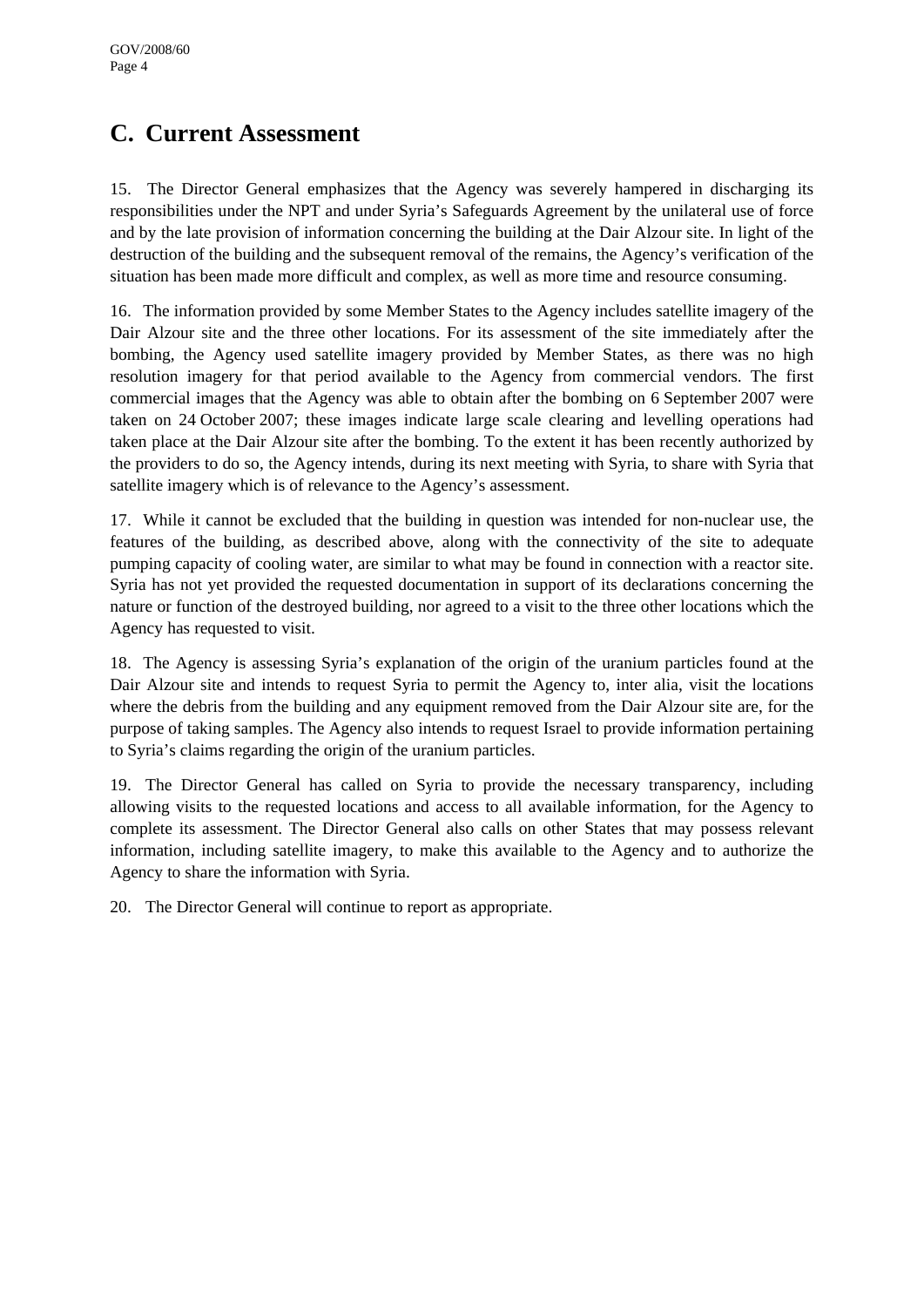## C. Current Assessment

15. The Director General emphasizes that the Agency was severely hampered in discharging its responsibilities under the NPT and under Syria's Safeguards Agreement by the unilateral use of force and by the late provision of information concerning the building at the Dair Alzour site. In light of the destruction of the building and the subsequent removal of the remains, the Agency's verification of the situation has been made more difficult and complex, as well as more time and resource consuming.

16. The information provided by some Member States to the Agency includes satellite imagery of the Dair Alzour site and the three other locations. For its assessment of the site immediately after the bombing, the Agency used satellite imagery provided by Member States, as there was no high resolution imagery for that period available to the Agency from commercial vendors. The first commercial images that the Agency was able to obtain after the bombing on 6 September 2007 were taken on 24 October 2007; these images indicate large scale clearing and levelling operations had taken place at the Dair Alzour site after the bombing. To the extent it has been recently authorized by the providers to do so, the Agency intends, during its next meeting with Syria, to share with Syria that satellite imagery which is of relevance to the Agency's assessment.

17. While it cannot be excluded that the building in question was intended for non-nuclear use, the features of the building, as described above, along with the connectivity of the site to adequate pumping capacity of cooling water, are similar to what may be found in connection with a reactor site. Syria has not yet provided the requested documentation in support of its declarations concerning the nature or function of the destroyed building, nor agreed to a visit to the three other locations which the Agency has requested to visit.

18. The Agency is assessing Syria's explanation of the origin of the uranium particles found at the Dair Alzour site and intends to request Syria to permit the Agency to, inter alia, visit the locations where the debris from the building and any equipment removed from the Dair Alzour site are, for the purpose of taking samples. The Agency also intends to request Israel to provide information pertaining to Syria's claims regarding the origin of the uranium particles.

19. The Director General has called on Syria to provide the necessary transparency, including allowing visits to the requested locations and access to all available information, for the Agency to complete its assessment. The Director General also calls on other States that may possess relevant information, including satellite imagery, to make this available to the Agency and to authorize the Agency to share the information with Syria.

20. The Director General will continue to report as appropriate.